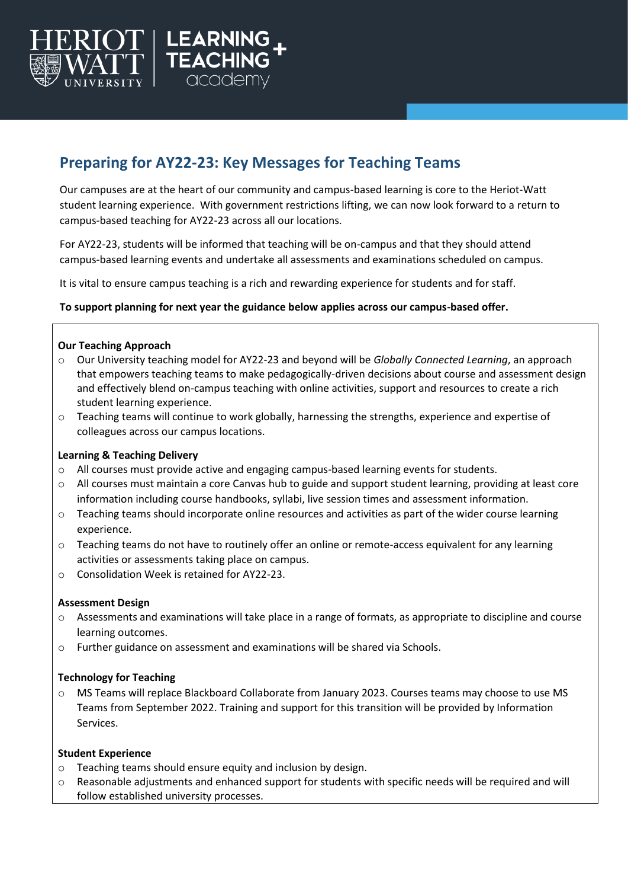# Preparing for AY22-23: Key Messages for Teaching Teams

Our campuses are at the heart of our community and campus-based learning is core to the Heriot-Watt student learning experience. With government restrictions lifting, we can now look forward to a return to campus-based teaching for AY22-23 across all our locations.

For AY22-23, students will be informed that teaching will be on-campus and that they should attend campus-based learning events and undertake all assessments and examinations scheduled on campus.

It is vital to ensure campus teaching is a rich and rewarding experience for students and for staff.

**To support planning for next year the guidance below applies across our campus-based offer.**

**Our Teaching Approach**

- Our University teaching model for AY22-23 and beyond will be *Globally Connected Learning*, an approach that empowers teaching teams to make pedagogically-driven decisions about course and assessment design and effectively blend on-campus teaching with online activities, support and resources to create a rich student learning experience.
- Teaching teams will continue to work globally, harnessing the strengths, experience and expertise of colleagues across our campus locations.

**Learning & Teaching Delivery**

- All courses must provide active and engaging campus-based learning events for students.
- All courses must maintain a core Canvas hub to guide and support student learning, providing at least core information including course handbooks, syllabi, live session times and assessment information.
- Teaching teams should incorporate online resources and activities as part of the wider course learning experience.
- Teaching teams do not have to routinely offer an online or remote-access equivalent for any learning activities or assessments taking place on campus.
- Consolidation Week is retained for AY22-23.

**Assessment Design**

- Assessments and examinations will take place in a range of formats, as appropriate to discipline and course learning outcomes.
- Further guidance on assessment and examinations will be shared via Schools.

**Technology for Teaching**

- MS Teams will replace Blackboard Collaborate from January 2023. Courses teams may choose to use MS Teams from September 2022. Training and support for this transition will be provided by Information Services.

**Student Experience**

- Teaching teams should ensure equity and inclusion by design.
- Reasonable adjustments and enhanced support for students with specific needs will be required and will follow established university processes.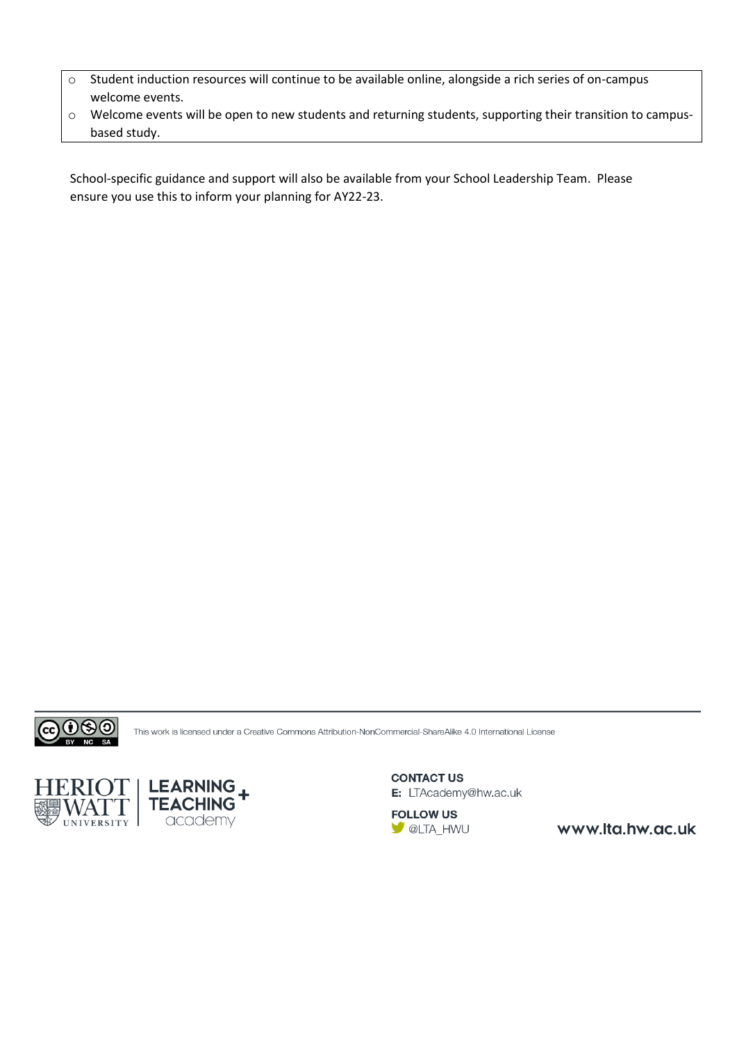- Student induction resources will continue to be available online, alongside a rich series of on-campus welcome events.
- Welcome events will be open to new students and returning students, supporting their transition to campus-based study.

School-specific guidance and support will also be available from your School Leadership Team. Please ensure you use this to inform your planning for AY22-23.

This work is licensed under a Creative Commons Attribution-NonCommercial-ShareAlike 4.0 International License

HERIOT WATT UNIVERSITY | LEARNING + TEACHING academy

**CONTACT US**
**E:** LTAcademy@hw.ac.uk

**FOLLOW US**
@LTA_HWU

www.lta.hw.ac.uk